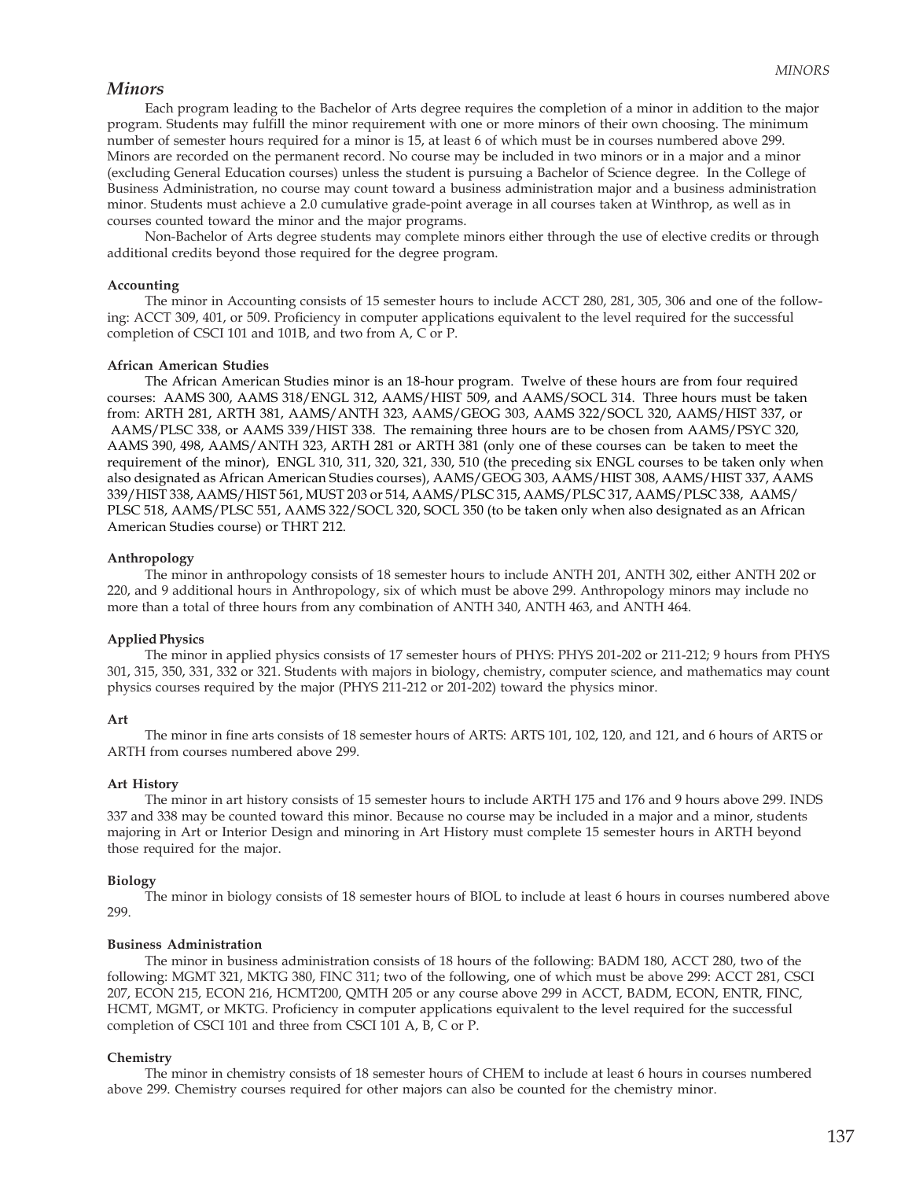## *Minors*

Each program leading to the Bachelor of Arts degree requires the completion of a minor in addition to the major program. Students may fulfill the minor requirement with one or more minors of their own choosing. The minimum number of semester hours required for a minor is 15, at least 6 of which must be in courses numbered above 299. Minors are recorded on the permanent record. No course may be included in two minors or in a major and a minor (excluding General Education courses) unless the student is pursuing a Bachelor of Science degree. In the College of Business Administration, no course may count toward a business administration major and a business administration minor. Students must achieve a 2.0 cumulative grade-point average in all courses taken at Winthrop, as well as in courses counted toward the minor and the major programs.

Non-Bachelor of Arts degree students may complete minors either through the use of elective credits or through additional credits beyond those required for the degree program.

**Accounting**

The minor in Accounting consists of 15 semester hours to include ACCT 280, 281, 305, 306 and one of the following: ACCT 309, 401, or 509. Proficiency in computer applications equivalent to the level required for the successful completion of CSCI 101 and 101B, and two from A, C or P.

**African American Studies**

The African American Studies minor is an 18-hour program. Twelve of these hours are from four required courses: AAMS 300, AAMS 318/ENGL 312, AAMS/HIST 509, and AAMS/SOCL 314. Three hours must be taken from: ARTH 281, ARTH 381, AAMS/ANTH 323, AAMS/GEOG 303, AAMS 322/SOCL 320, AAMS/HIST 337, or AAMS/PLSC 338, or AAMS 339/HIST 338. The remaining three hours are to be chosen from AAMS/PSYC 320, AAMS 390, 498, AAMS/ANTH 323, ARTH 281 or ARTH 381 (only one of these courses can be taken to meet the requirement of the minor), ENGL 310, 311, 320, 321, 330, 510 (the preceding six ENGL courses to be taken only when also designated as African American Studies courses), AAMS/GEOG 303, AAMS/HIST 308, AAMS/HIST 337, AAMS 339/HIST 338, AAMS/HIST 561, MUST 203 or 514, AAMS/PLSC 315, AAMS/PLSC 317, AAMS/PLSC 338, AAMS/PLSC 518, AAMS/PLSC 551, AAMS 322/SOCL 320, SOCL 350 (to be taken only when also designated as an African American Studies course) or THRT 212.

**Anthropology**

The minor in anthropology consists of 18 semester hours to include ANTH 201, ANTH 302, either ANTH 202 or 220, and 9 additional hours in Anthropology, six of which must be above 299. Anthropology minors may include no more than a total of three hours from any combination of ANTH 340, ANTH 463, and ANTH 464.

**Applied Physics**

The minor in applied physics consists of 17 semester hours of PHYS: PHYS 201-202 or 211-212; 9 hours from PHYS 301, 315, 350, 331, 332 or 321. Students with majors in biology, chemistry, computer science, and mathematics may count physics courses required by the major (PHYS 211-212 or 201-202) toward the physics minor.

**Art**

The minor in fine arts consists of 18 semester hours of ARTS: ARTS 101, 102, 120, and 121, and 6 hours of ARTS or ARTH from courses numbered above 299.

**Art History**

The minor in art history consists of 15 semester hours to include ARTH 175 and 176 and 9 hours above 299. INDS 337 and 338 may be counted toward this minor. Because no course may be included in a major and a minor, students majoring in Art or Interior Design and minoring in Art History must complete 15 semester hours in ARTH beyond those required for the major.

**Biology**

The minor in biology consists of 18 semester hours of BIOL to include at least 6 hours in courses numbered above 299.

**Business Administration**

The minor in business administration consists of 18 hours of the following: BADM 180, ACCT 280, two of the following: MGMT 321, MKTG 380, FINC 311; two of the following, one of which must be above 299: ACCT 281, CSCI 207, ECON 215, ECON 216, HCMT200, QMTH 205 or any course above 299 in ACCT, BADM, ECON, ENTR, FINC, HCMT, MGMT, or MKTG. Proficiency in computer applications equivalent to the level required for the successful completion of CSCI 101 and three from CSCI 101 A, B, C or P.

**Chemistry**

The minor in chemistry consists of 18 semester hours of CHEM to include at least 6 hours in courses numbered above 299. Chemistry courses required for other majors can also be counted for the chemistry minor.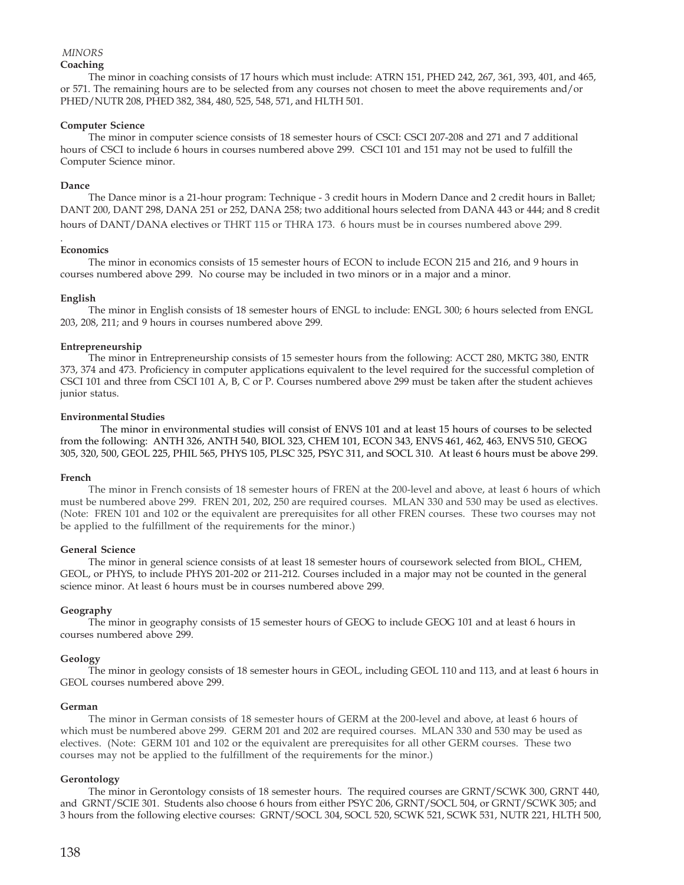*MINORS*

**Coaching**

The minor in coaching consists of 17 hours which must include: ATRN 151, PHED 242, 267, 361, 393, 401, and 465, or 571. The remaining hours are to be selected from any courses not chosen to meet the above requirements and/or PHED/NUTR 208, PHED 382, 384, 480, 525, 548, 571, and HLTH 501.

**Computer Science**

The minor in computer science consists of 18 semester hours of CSCI: CSCI 207-208 and 271 and 7 additional hours of CSCI to include 6 hours in courses numbered above 299. CSCI 101 and 151 may not be used to fulfill the Computer Science minor.

**Dance**

The Dance minor is a 21-hour program: Technique - 3 credit hours in Modern Dance and 2 credit hours in Ballet; DANT 200, DANT 298, DANA 251 or 252, DANA 258; two additional hours selected from DANA 443 or 444; and 8 credit hours of DANT/DANA electives or THRT 115 or THRA 173. 6 hours must be in courses numbered above 299.

**Economics**

The minor in economics consists of 15 semester hours of ECON to include ECON 215 and 216, and 9 hours in courses numbered above 299. No course may be included in two minors or in a major and a minor.

**English**

The minor in English consists of 18 semester hours of ENGL to include: ENGL 300; 6 hours selected from ENGL 203, 208, 211; and 9 hours in courses numbered above 299.

**Entrepreneurship**

The minor in Entrepreneurship consists of 15 semester hours from the following: ACCT 280, MKTG 380, ENTR 373, 374 and 473. Proficiency in computer applications equivalent to the level required for the successful completion of CSCI 101 and three from CSCI 101 A, B, C or P. Courses numbered above 299 must be taken after the student achieves junior status.

**Environmental Studies**

The minor in environmental studies will consist of ENVS 101 and at least 15 hours of courses to be selected from the following: ANTH 326, ANTH 540, BIOL 323, CHEM 101, ECON 343, ENVS 461, 462, 463, ENVS 510, GEOG 305, 320, 500, GEOL 225, PHIL 565, PHYS 105, PLSC 325, PSYC 311, and SOCL 310. At least 6 hours must be above 299.

**French**

The minor in French consists of 18 semester hours of FREN at the 200-level and above, at least 6 hours of which must be numbered above 299. FREN 201, 202, 250 are required courses. MLAN 330 and 530 may be used as electives. (Note: FREN 101 and 102 or the equivalent are prerequisites for all other FREN courses. These two courses may not be applied to the fulfillment of the requirements for the minor.)

**General Science**

The minor in general science consists of at least 18 semester hours of coursework selected from BIOL, CHEM, GEOL, or PHYS, to include PHYS 201-202 or 211-212. Courses included in a major may not be counted in the general science minor. At least 6 hours must be in courses numbered above 299.

**Geography**

The minor in geography consists of 15 semester hours of GEOG to include GEOG 101 and at least 6 hours in courses numbered above 299.

**Geology**

The minor in geology consists of 18 semester hours in GEOL, including GEOL 110 and 113, and at least 6 hours in GEOL courses numbered above 299.

**German**

The minor in German consists of 18 semester hours of GERM at the 200-level and above, at least 6 hours of which must be numbered above 299. GERM 201 and 202 are required courses. MLAN 330 and 530 may be used as electives. (Note: GERM 101 and 102 or the equivalent are prerequisites for all other GERM courses. These two courses may not be applied to the fulfillment of the requirements for the minor.)

**Gerontology**

The minor in Gerontology consists of 18 semester hours. The required courses are GRNT/SCWK 300, GRNT 440, and GRNT/SCIE 301. Students also choose 6 hours from either PSYC 206, GRNT/SOCL 504, or GRNT/SCWK 305; and 3 hours from the following elective courses: GRNT/SOCL 304, SOCL 520, SCWK 521, SCWK 531, NUTR 221, HLTH 500,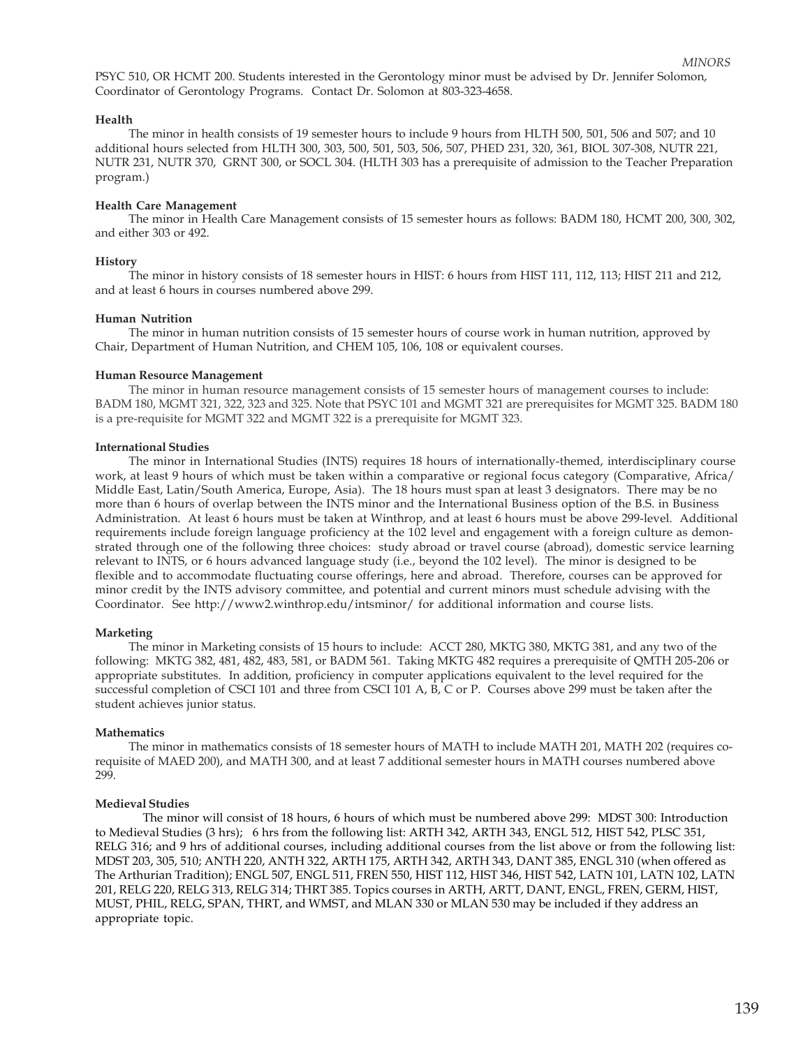PSYC 510, OR HCMT 200. Students interested in the Gerontology minor must be advised by Dr. Jennifer Solomon, Coordinator of Gerontology Programs. Contact Dr. Solomon at 803-323-4658.

**Health**

The minor in health consists of 19 semester hours to include 9 hours from HLTH 500, 501, 506 and 507; and 10 additional hours selected from HLTH 300, 303, 500, 501, 503, 506, 507, PHED 231, 320, 361, BIOL 307-308, NUTR 221, NUTR 231, NUTR 370, GRNT 300, or SOCL 304. (HLTH 303 has a prerequisite of admission to the Teacher Preparation program.)

**Health Care Management**

The minor in Health Care Management consists of 15 semester hours as follows: BADM 180, HCMT 200, 300, 302, and either 303 or 492.

**History**

The minor in history consists of 18 semester hours in HIST: 6 hours from HIST 111, 112, 113; HIST 211 and 212, and at least 6 hours in courses numbered above 299.

**Human Nutrition**

The minor in human nutrition consists of 15 semester hours of course work in human nutrition, approved by Chair, Department of Human Nutrition, and CHEM 105, 106, 108 or equivalent courses.

**Human Resource Management**

The minor in human resource management consists of 15 semester hours of management courses to include: BADM 180, MGMT 321, 322, 323 and 325. Note that PSYC 101 and MGMT 321 are prerequisites for MGMT 325. BADM 180 is a pre-requisite for MGMT 322 and MGMT 322 is a prerequisite for MGMT 323.

**International Studies**

The minor in International Studies (INTS) requires 18 hours of internationally-themed, interdisciplinary course work, at least 9 hours of which must be taken within a comparative or regional focus category (Comparative, Africa/ Middle East, Latin/South America, Europe, Asia). The 18 hours must span at least 3 designators. There may be no more than 6 hours of overlap between the INTS minor and the International Business option of the B.S. in Business Administration. At least 6 hours must be taken at Winthrop, and at least 6 hours must be above 299-level. Additional requirements include foreign language proficiency at the 102 level and engagement with a foreign culture as demonstrated through one of the following three choices: study abroad or travel course (abroad), domestic service learning relevant to INTS, or 6 hours advanced language study (i.e., beyond the 102 level). The minor is designed to be flexible and to accommodate fluctuating course offerings, here and abroad. Therefore, courses can be approved for minor credit by the INTS advisory committee, and potential and current minors must schedule advising with the Coordinator. See http://www2.winthrop.edu/intsminor/ for additional information and course lists.

**Marketing**

The minor in Marketing consists of 15 hours to include: ACCT 280, MKTG 380, MKTG 381, and any two of the following: MKTG 382, 481, 482, 483, 581, or BADM 561. Taking MKTG 482 requires a prerequisite of QMTH 205-206 or appropriate substitutes. In addition, proficiency in computer applications equivalent to the level required for the successful completion of CSCI 101 and three from CSCI 101 A, B, C or P. Courses above 299 must be taken after the student achieves junior status.

**Mathematics**

The minor in mathematics consists of 18 semester hours of MATH to include MATH 201, MATH 202 (requires co-requisite of MAED 200), and MATH 300, and at least 7 additional semester hours in MATH courses numbered above 299.

**Medieval Studies**

The minor will consist of 18 hours, 6 hours of which must be numbered above 299: MDST 300: Introduction to Medieval Studies (3 hrs); 6 hrs from the following list: ARTH 342, ARTH 343, ENGL 512, HIST 542, PLSC 351, RELG 316; and 9 hrs of additional courses, including additional courses from the list above or from the following list: MDST 203, 305, 510; ANTH 220, ANTH 322, ARTH 175, ARTH 342, ARTH 343, DANT 385, ENGL 310 (when offered as The Arthurian Tradition); ENGL 507, ENGL 511, FREN 550, HIST 112, HIST 346, HIST 542, LATN 101, LATN 102, LATN 201, RELG 220, RELG 313, RELG 314; THRT 385. Topics courses in ARTH, ARTT, DANT, ENGL, FREN, GERM, HIST, MUST, PHIL, RELG, SPAN, THRT, and WMST, and MLAN 330 or MLAN 530 may be included if they address an appropriate topic.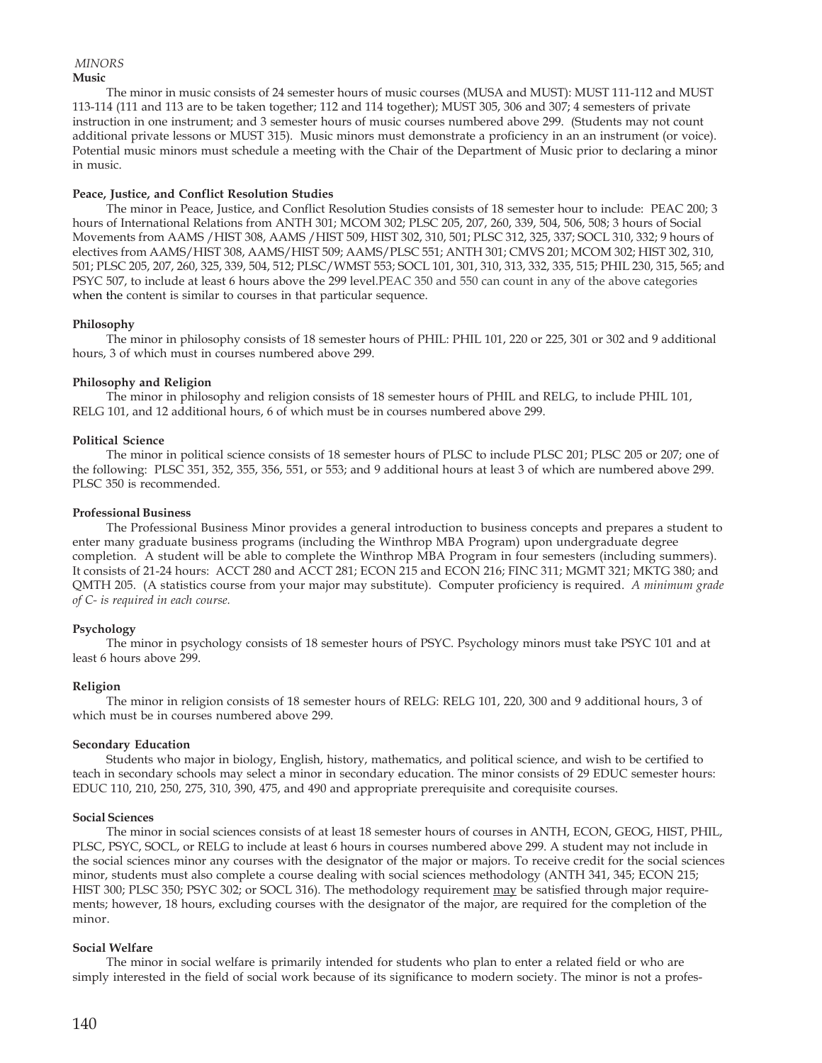*MINORS*

**Music**

The minor in music consists of 24 semester hours of music courses (MUSA and MUST): MUST 111-112 and MUST 113-114 (111 and 113 are to be taken together; 112 and 114 together); MUST 305, 306 and 307; 4 semesters of private instruction in one instrument; and 3 semester hours of music courses numbered above 299. (Students may not count additional private lessons or MUST 315). Music minors must demonstrate a proficiency in an an instrument (or voice). Potential music minors must schedule a meeting with the Chair of the Department of Music prior to declaring a minor in music.

**Peace, Justice, and Conflict Resolution Studies**

The minor in Peace, Justice, and Conflict Resolution Studies consists of 18 semester hour to include: PEAC 200; 3 hours of International Relations from ANTH 301; MCOM 302; PLSC 205, 207, 260, 339, 504, 506, 508; 3 hours of Social Movements from AAMS /HIST 308, AAMS /HIST 509, HIST 302, 310, 501; PLSC 312, 325, 337; SOCL 310, 332; 9 hours of electives from AAMS/HIST 308, AAMS/HIST 509; AAMS/PLSC 551; ANTH 301; CMVS 201; MCOM 302; HIST 302, 310, 501; PLSC 205, 207, 260, 325, 339, 504, 512; PLSC/WMST 553; SOCL 101, 301, 310, 313, 332, 335, 515; PHIL 230, 315, 565; and PSYC 507, to include at least 6 hours above the 299 level.PEAC 350 and 550 can count in any of the above categories when the content is similar to courses in that particular sequence.

**Philosophy**

The minor in philosophy consists of 18 semester hours of PHIL: PHIL 101, 220 or 225, 301 or 302 and 9 additional hours, 3 of which must in courses numbered above 299.

**Philosophy and Religion**

The minor in philosophy and religion consists of 18 semester hours of PHIL and RELG, to include PHIL 101, RELG 101, and 12 additional hours, 6 of which must be in courses numbered above 299.

**Political Science**

The minor in political science consists of 18 semester hours of PLSC to include PLSC 201; PLSC 205 or 207; one of the following: PLSC 351, 352, 355, 356, 551, or 553; and 9 additional hours at least 3 of which are numbered above 299. PLSC 350 is recommended.

**Professional Business**

The Professional Business Minor provides a general introduction to business concepts and prepares a student to enter many graduate business programs (including the Winthrop MBA Program) upon undergraduate degree completion. A student will be able to complete the Winthrop MBA Program in four semesters (including summers). It consists of 21-24 hours: ACCT 280 and ACCT 281; ECON 215 and ECON 216; FINC 311; MGMT 321; MKTG 380; and QMTH 205. (A statistics course from your major may substitute). Computer proficiency is required. *A minimum grade of C- is required in each course.*

**Psychology**

The minor in psychology consists of 18 semester hours of PSYC. Psychology minors must take PSYC 101 and at least 6 hours above 299.

**Religion**

The minor in religion consists of 18 semester hours of RELG: RELG 101, 220, 300 and 9 additional hours, 3 of which must be in courses numbered above 299.

**Secondary Education**

Students who major in biology, English, history, mathematics, and political science, and wish to be certified to teach in secondary schools may select a minor in secondary education. The minor consists of 29 EDUC semester hours: EDUC 110, 210, 250, 275, 310, 390, 475, and 490 and appropriate prerequisite and corequisite courses.

**Social Sciences**

The minor in social sciences consists of at least 18 semester hours of courses in ANTH, ECON, GEOG, HIST, PHIL, PLSC, PSYC, SOCL, or RELG to include at least 6 hours in courses numbered above 299. A student may not include in the social sciences minor any courses with the designator of the major or majors. To receive credit for the social sciences minor, students must also complete a course dealing with social sciences methodology (ANTH 341, 345; ECON 215; HIST 300; PLSC 350; PSYC 302; or SOCL 316). The methodology requirement may be satisfied through major requirements; however, 18 hours, excluding courses with the designator of the major, are required for the completion of the minor.

**Social Welfare**

The minor in social welfare is primarily intended for students who plan to enter a related field or who are simply interested in the field of social work because of its significance to modern society. The minor is not a profes-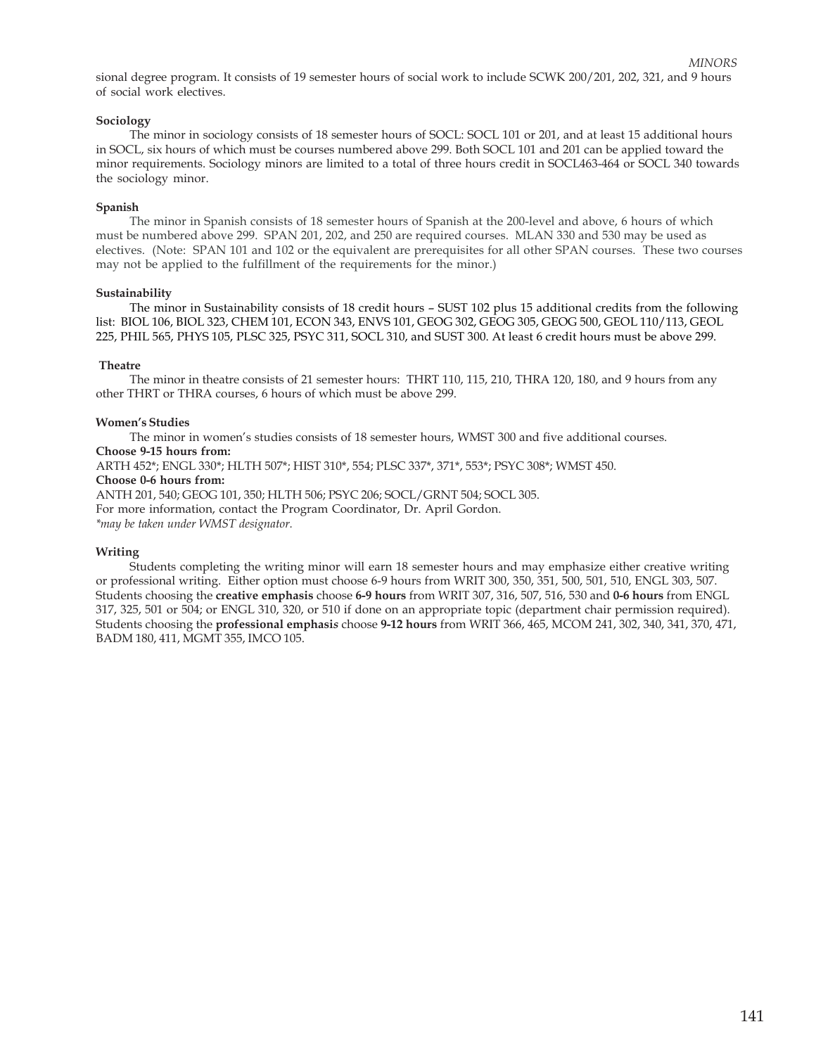sional degree program. It consists of 19 semester hours of social work to include SCWK 200/201, 202, 321, and 9 hours of social work electives.

**Sociology**

The minor in sociology consists of 18 semester hours of SOCL: SOCL 101 or 201, and at least 15 additional hours in SOCL, six hours of which must be courses numbered above 299. Both SOCL 101 and 201 can be applied toward the minor requirements. Sociology minors are limited to a total of three hours credit in SOCL463-464 or SOCL 340 towards the sociology minor.

**Spanish**

The minor in Spanish consists of 18 semester hours of Spanish at the 200-level and above, 6 hours of which must be numbered above 299. SPAN 201, 202, and 250 are required courses. MLAN 330 and 530 may be used as electives. (Note: SPAN 101 and 102 or the equivalent are prerequisites for all other SPAN courses. These two courses may not be applied to the fulfillment of the requirements for the minor.)

**Sustainability**

The minor in Sustainability consists of 18 credit hours – SUST 102 plus 15 additional credits from the following list: BIOL 106, BIOL 323, CHEM 101, ECON 343, ENVS 101, GEOG 302, GEOG 305, GEOG 500, GEOL 110/113, GEOL 225, PHIL 565, PHYS 105, PLSC 325, PSYC 311, SOCL 310, and SUST 300. At least 6 credit hours must be above 299.

**Theatre**

The minor in theatre consists of 21 semester hours: THRT 110, 115, 210, THRA 120, 180, and 9 hours from any other THRT or THRA courses, 6 hours of which must be above 299.

**Women's Studies**

The minor in women's studies consists of 18 semester hours, WMST 300 and five additional courses.

**Choose 9-15 hours from:**

ARTH 452*; ENGL 330*; HLTH 507*; HIST 310*, 554; PLSC 337*, 371*, 553*; PSYC 308*; WMST 450.

**Choose 0-6 hours from:**

ANTH 201, 540; GEOG 101, 350; HLTH 506; PSYC 206; SOCL/GRNT 504; SOCL 305.

For more information, contact the Program Coordinator, Dr. April Gordon.

*\*may be taken under WMST designator.*

**Writing**

Students completing the writing minor will earn 18 semester hours and may emphasize either creative writing or professional writing. Either option must choose 6-9 hours from WRIT 300, 350, 351, 500, 501, 510, ENGL 303, 507. Students choosing the **creative emphasis** choose **6-9 hours** from WRIT 307, 316, 507, 516, 530 and **0-6 hours** from ENGL 317, 325, 501 or 504; or ENGL 310, 320, or 510 if done on an appropriate topic (department chair permission required). Students choosing the **professional emphasis** choose **9-12 hours** from WRIT 366, 465, MCOM 241, 302, 340, 341, 370, 471, BADM 180, 411, MGMT 355, IMCO 105.